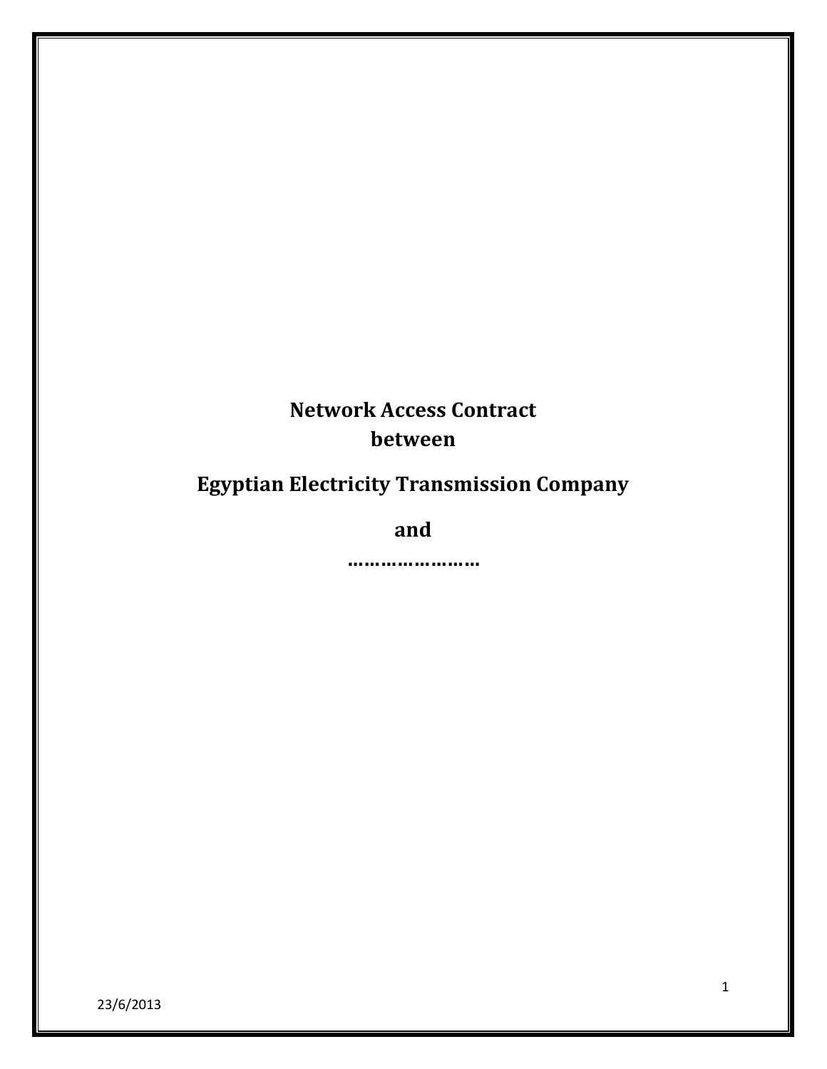**Network Access Contract**
**between**

**Egyptian Electricity Transmission Company**

**and**

**……………………**

23/6/2013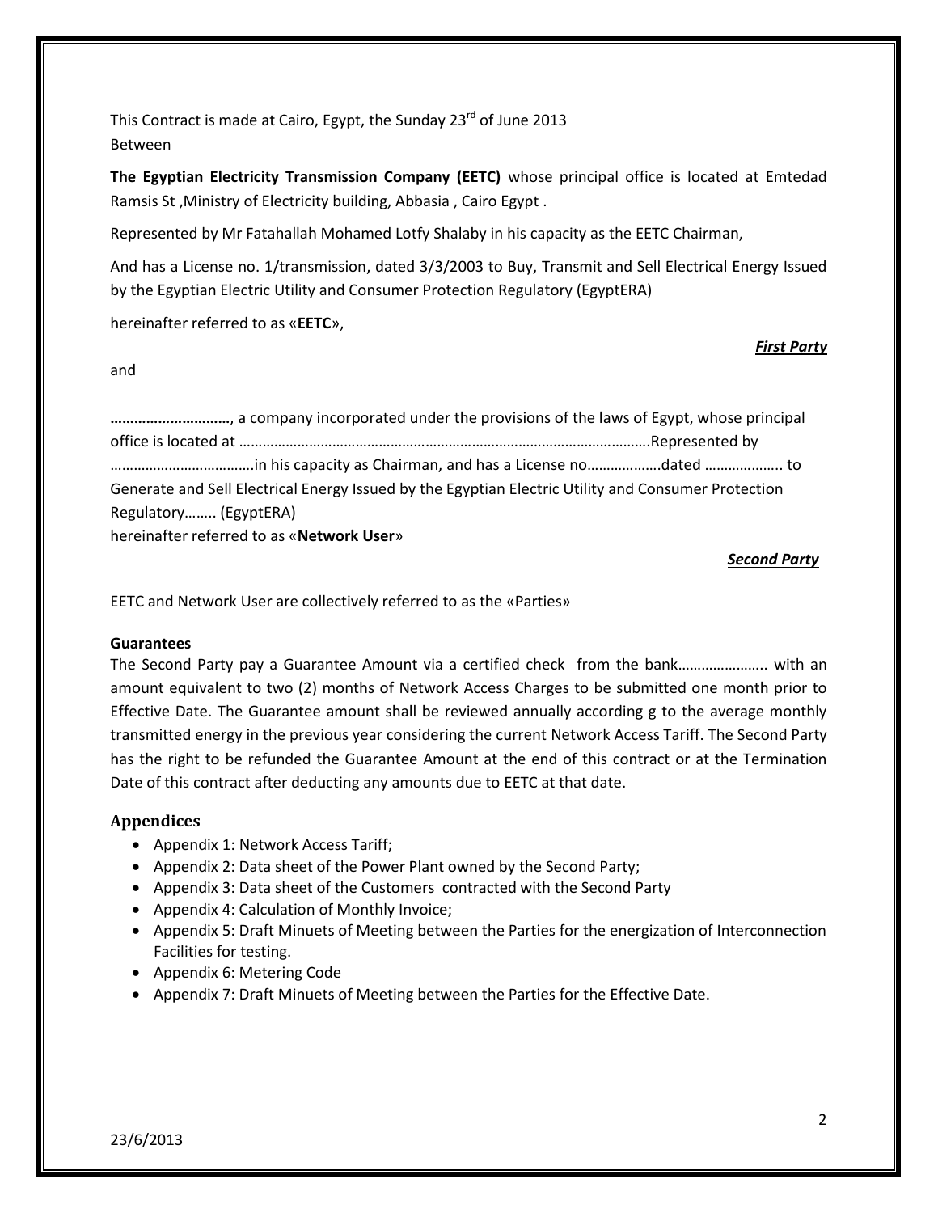This Contract is made at Cairo, Egypt, the Sunday 23rd of June 2013
Between

**The Egyptian Electricity Transmission Company (EETC)** whose principal office is located at Emtedad Ramsis St ,Ministry of Electricity building, Abbasia , Cairo Egypt .

Represented by Mr Fatahallah Mohamed Lotfy Shalaby in his capacity as the EETC Chairman,

And has a License no. 1/transmission, dated 3/3/2003 to Buy, Transmit and Sell Electrical Energy Issued by the Egyptian Electric Utility and Consumer Protection Regulatory (EgyptERA)

hereinafter referred to as «**EETC**»,

***First Party***

and

**………………………**, a company incorporated under the provisions of the laws of Egypt, whose principal office is located at ……………………………………………………………………………………………Represented by ………………………………in his capacity as Chairman, and has a License no………………dated ……………….. to Generate and Sell Electrical Energy Issued by the Egyptian Electric Utility and Consumer Protection Regulatory…….. (EgyptERA)
hereinafter referred to as «**Network User**»

***Second Party***

EETC and Network User are collectively referred to as the «Parties»

**Guarantees**
The Second Party pay a Guarantee Amount via a certified check from the bank………………….. with an amount equivalent to two (2) months of Network Access Charges to be submitted one month prior to Effective Date. The Guarantee amount shall be reviewed annually according g to the average monthly transmitted energy in the previous year considering the current Network Access Tariff. The Second Party has the right to be refunded the Guarantee Amount at the end of this contract or at the Termination Date of this contract after deducting any amounts due to EETC at that date.

## Appendices

- Appendix 1: Network Access Tariff;
- Appendix 2: Data sheet of the Power Plant owned by the Second Party;
- Appendix 3: Data sheet of the Customers contracted with the Second Party
- Appendix 4: Calculation of Monthly Invoice;
- Appendix 5: Draft Minuets of Meeting between the Parties for the energization of Interconnection Facilities for testing.
- Appendix 6: Metering Code
- Appendix 7: Draft Minuets of Meeting between the Parties for the Effective Date.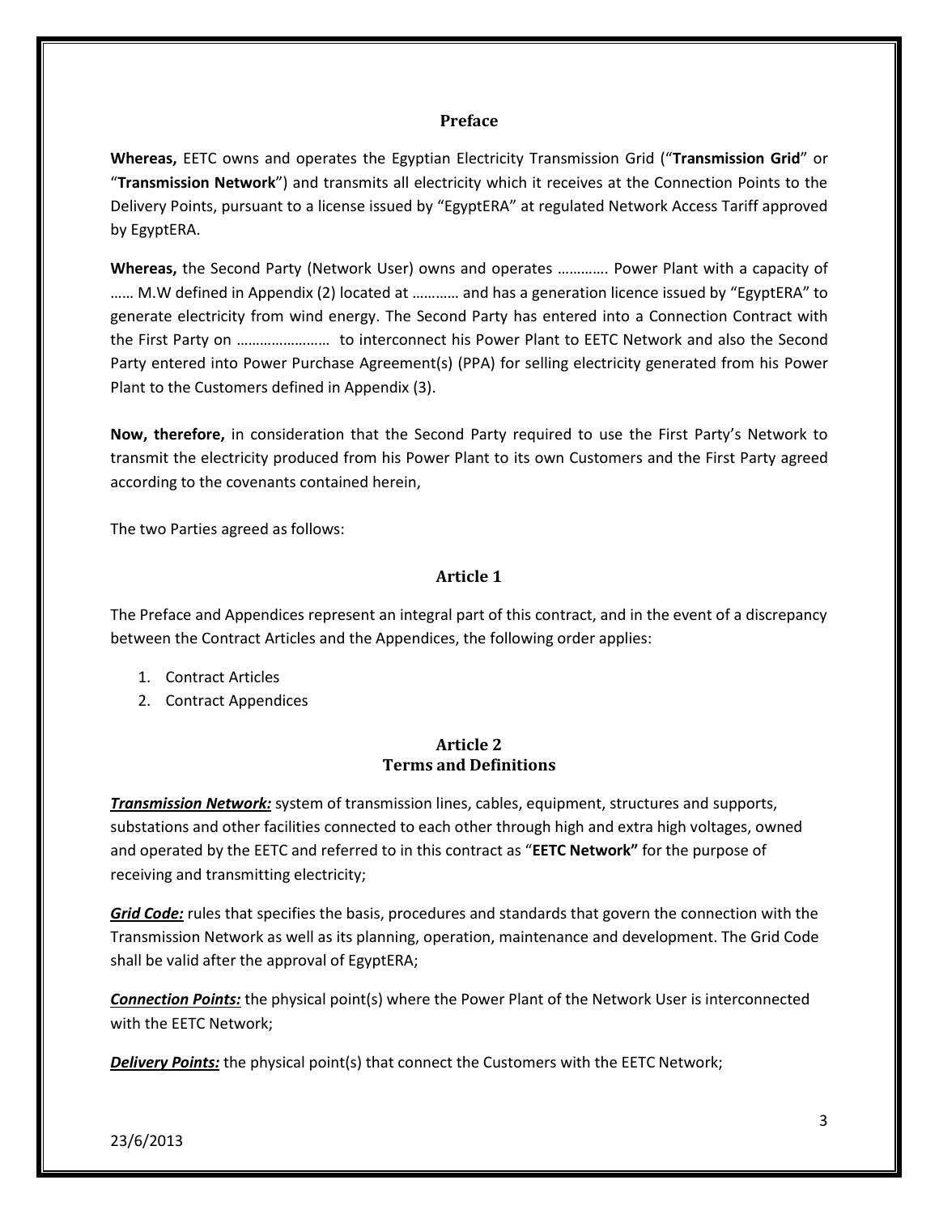## Preface

**Whereas,** EETC owns and operates the Egyptian Electricity Transmission Grid ("**Transmission Grid**" or "**Transmission Network**") and transmits all electricity which it receives at the Connection Points to the Delivery Points, pursuant to a license issued by "EgyptERA" at regulated Network Access Tariff approved by EgyptERA.

**Whereas,** the Second Party (Network User) owns and operates …………. Power Plant with a capacity of …… M.W defined in Appendix (2) located at ………… and has a generation licence issued by "EgyptERA" to generate electricity from wind energy. The Second Party has entered into a Connection Contract with the First Party on …………………… to interconnect his Power Plant to EETC Network and also the Second Party entered into Power Purchase Agreement(s) (PPA) for selling electricity generated from his Power Plant to the Customers defined in Appendix (3).

**Now, therefore,** in consideration that the Second Party required to use the First Party's Network to transmit the electricity produced from his Power Plant to its own Customers and the First Party agreed according to the covenants contained herein,

The two Parties agreed as follows:

## Article 1

The Preface and Appendices represent an integral part of this contract, and in the event of a discrepancy between the Contract Articles and the Appendices, the following order applies:

1. Contract Articles
2. Contract Appendices

## Article 2
## Terms and Definitions

***Transmission Network:*** system of transmission lines, cables, equipment, structures and supports, substations and other facilities connected to each other through high and extra high voltages, owned and operated by the EETC and referred to in this contract as "**EETC Network"** for the purpose of receiving and transmitting electricity;

***Grid Code:*** rules that specifies the basis, procedures and standards that govern the connection with the Transmission Network as well as its planning, operation, maintenance and development. The Grid Code shall be valid after the approval of EgyptERA;

***Connection Points:*** the physical point(s) where the Power Plant of the Network User is interconnected with the EETC Network;

***Delivery Points:*** the physical point(s) that connect the Customers with the EETC Network;

23/6/2013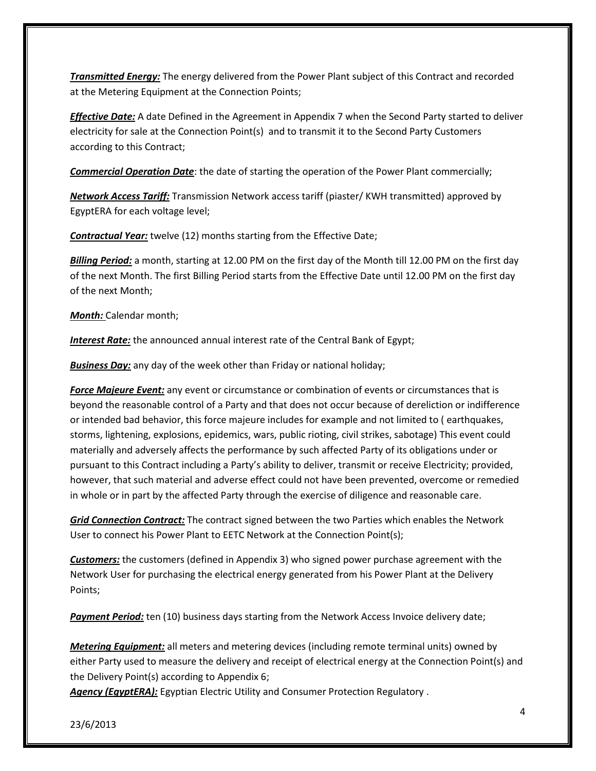***Transmitted Energy:*** The energy delivered from the Power Plant subject of this Contract and recorded at the Metering Equipment at the Connection Points;

***Effective Date:*** A date Defined in the Agreement in Appendix 7 when the Second Party started to deliver electricity for sale at the Connection Point(s) and to transmit it to the Second Party Customers according to this Contract;

***Commercial Operation Date***: the date of starting the operation of the Power Plant commercially;

***Network Access Tariff:*** Transmission Network access tariff (piaster/ KWH transmitted) approved by EgyptERA for each voltage level;

***Contractual Year:*** twelve (12) months starting from the Effective Date;

***Billing Period:*** a month, starting at 12.00 PM on the first day of the Month till 12.00 PM on the first day of the next Month. The first Billing Period starts from the Effective Date until 12.00 PM on the first day of the next Month;

***Month:*** Calendar month;

***Interest Rate:*** the announced annual interest rate of the Central Bank of Egypt;

***Business Day:*** any day of the week other than Friday or national holiday;

***Force Majeure Event:*** any event or circumstance or combination of events or circumstances that is beyond the reasonable control of a Party and that does not occur because of dereliction or indifference or intended bad behavior, this force majeure includes for example and not limited to ( earthquakes, storms, lightening, explosions, epidemics, wars, public rioting, civil strikes, sabotage) This event could materially and adversely affects the performance by such affected Party of its obligations under or pursuant to this Contract including a Party's ability to deliver, transmit or receive Electricity; provided, however, that such material and adverse effect could not have been prevented, overcome or remedied in whole or in part by the affected Party through the exercise of diligence and reasonable care.

***Grid Connection Contract:*** The contract signed between the two Parties which enables the Network User to connect his Power Plant to EETC Network at the Connection Point(s);

***Customers:*** the customers (defined in Appendix 3) who signed power purchase agreement with the Network User for purchasing the electrical energy generated from his Power Plant at the Delivery Points;

***Payment Period:*** ten (10) business days starting from the Network Access Invoice delivery date;

***Metering Equipment:*** all meters and metering devices (including remote terminal units) owned by either Party used to measure the delivery and receipt of electrical energy at the Connection Point(s) and the Delivery Point(s) according to Appendix 6;

***Agency (EgyptERA):*** Egyptian Electric Utility and Consumer Protection Regulatory .

23/6/2013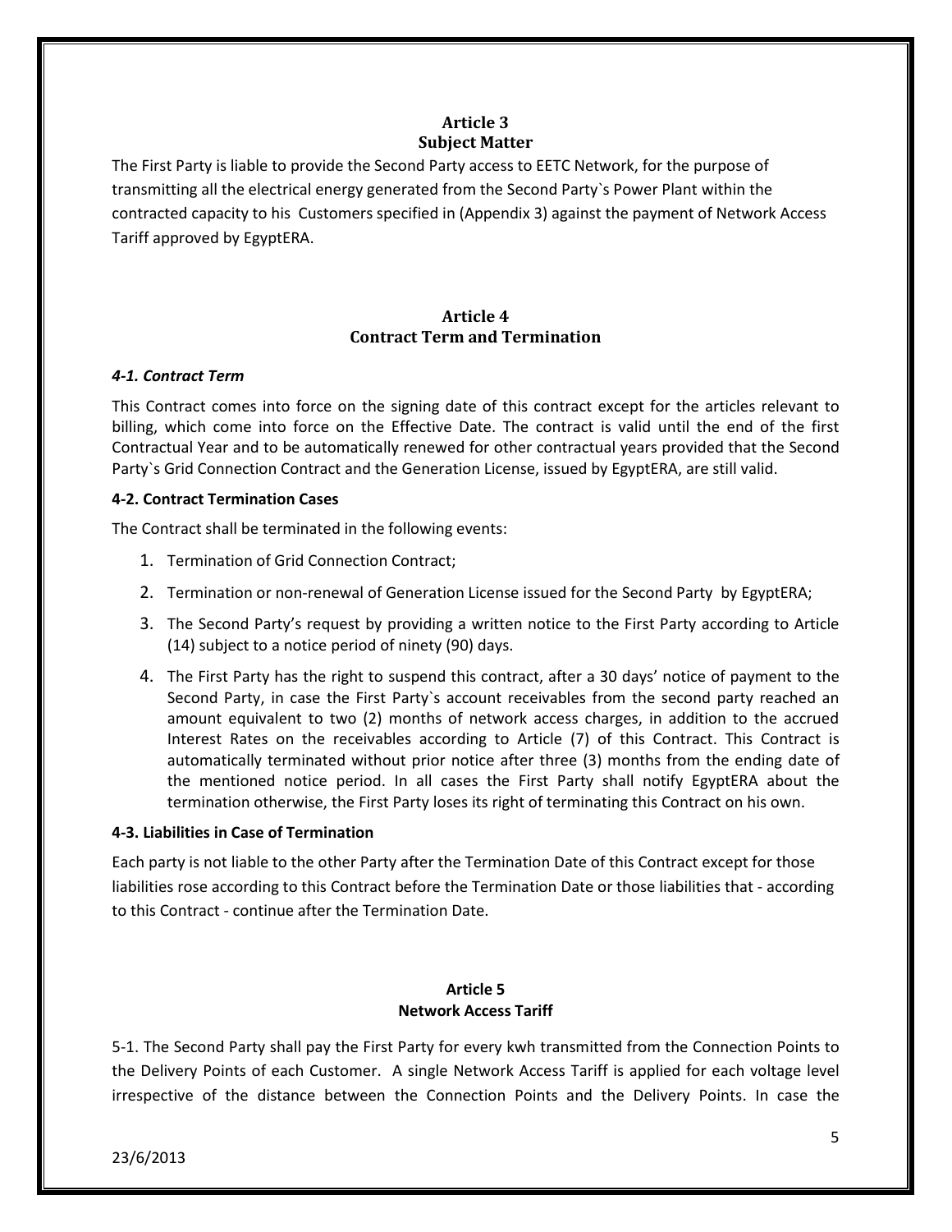## Article 3
## Subject Matter

The First Party is liable to provide the Second Party access to EETC Network, for the purpose of transmitting all the electrical energy generated from the Second Party`s Power Plant within the contracted capacity to his Customers specified in (Appendix 3) against the payment of Network Access Tariff approved by EgyptERA.

## Article 4
## Contract Term and Termination

### *4-1. Contract Term*

This Contract comes into force on the signing date of this contract except for the articles relevant to billing, which come into force on the Effective Date. The contract is valid until the end of the first Contractual Year and to be automatically renewed for other contractual years provided that the Second Party`s Grid Connection Contract and the Generation License, issued by EgyptERA, are still valid.

### 4-2. Contract Termination Cases

The Contract shall be terminated in the following events:

1. Termination of Grid Connection Contract;
2. Termination or non-renewal of Generation License issued for the Second Party by EgyptERA;
3. The Second Party's request by providing a written notice to the First Party according to Article (14) subject to a notice period of ninety (90) days.
4. The First Party has the right to suspend this contract, after a 30 days' notice of payment to the Second Party, in case the First Party`s account receivables from the second party reached an amount equivalent to two (2) months of network access charges, in addition to the accrued Interest Rates on the receivables according to Article (7) of this Contract. This Contract is automatically terminated without prior notice after three (3) months from the ending date of the mentioned notice period. In all cases the First Party shall notify EgyptERA about the termination otherwise, the First Party loses its right of terminating this Contract on his own.

### 4-3. Liabilities in Case of Termination

Each party is not liable to the other Party after the Termination Date of this Contract except for those liabilities rose according to this Contract before the Termination Date or those liabilities that - according to this Contract - continue after the Termination Date.

## Article 5
## Network Access Tariff

5-1. The Second Party shall pay the First Party for every kwh transmitted from the Connection Points to the Delivery Points of each Customer. A single Network Access Tariff is applied for each voltage level irrespective of the distance between the Connection Points and the Delivery Points. In case the

23/6/2013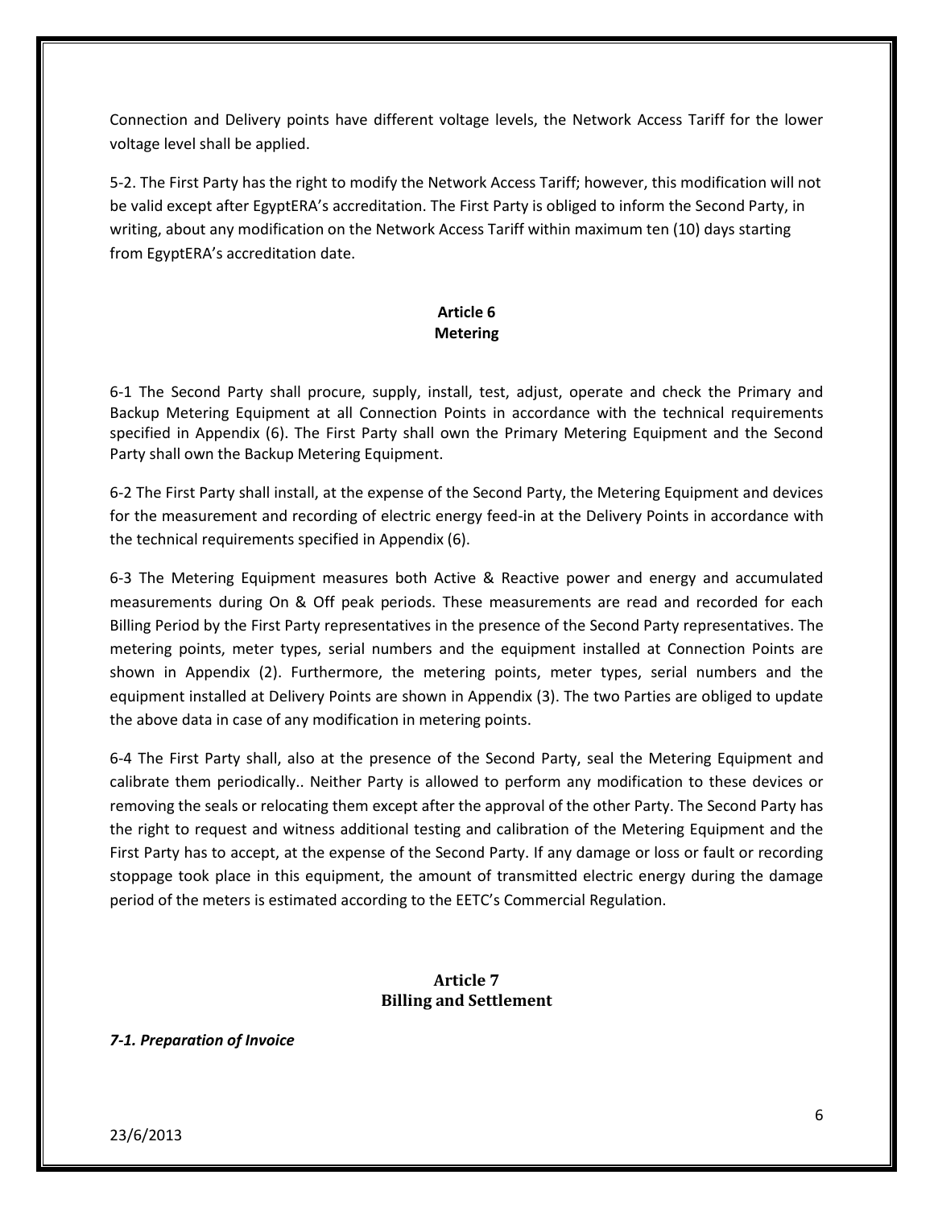Connection and Delivery points have different voltage levels, the Network Access Tariff for the lower voltage level shall be applied.

5-2. The First Party has the right to modify the Network Access Tariff; however, this modification will not be valid except after EgyptERA's accreditation. The First Party is obliged to inform the Second Party, in writing, about any modification on the Network Access Tariff within maximum ten (10) days starting from EgyptERA's accreditation date.

## Article 6
## Metering

6-1 The Second Party shall procure, supply, install, test, adjust, operate and check the Primary and Backup Metering Equipment at all Connection Points in accordance with the technical requirements specified in Appendix (6). The First Party shall own the Primary Metering Equipment and the Second Party shall own the Backup Metering Equipment.

6-2 The First Party shall install, at the expense of the Second Party, the Metering Equipment and devices for the measurement and recording of electric energy feed-in at the Delivery Points in accordance with the technical requirements specified in Appendix (6).

6-3 The Metering Equipment measures both Active & Reactive power and energy and accumulated measurements during On & Off peak periods. These measurements are read and recorded for each Billing Period by the First Party representatives in the presence of the Second Party representatives. The metering points, meter types, serial numbers and the equipment installed at Connection Points are shown in Appendix (2). Furthermore, the metering points, meter types, serial numbers and the equipment installed at Delivery Points are shown in Appendix (3). The two Parties are obliged to update the above data in case of any modification in metering points.

6-4 The First Party shall, also at the presence of the Second Party, seal the Metering Equipment and calibrate them periodically.. Neither Party is allowed to perform any modification to these devices or removing the seals or relocating them except after the approval of the other Party. The Second Party has the right to request and witness additional testing and calibration of the Metering Equipment and the First Party has to accept, at the expense of the Second Party. If any damage or loss or fault or recording stoppage took place in this equipment, the amount of transmitted electric energy during the damage period of the meters is estimated according to the EETC's Commercial Regulation.

## Article 7
## Billing and Settlement

***7-1. Preparation of Invoice***

23/6/2013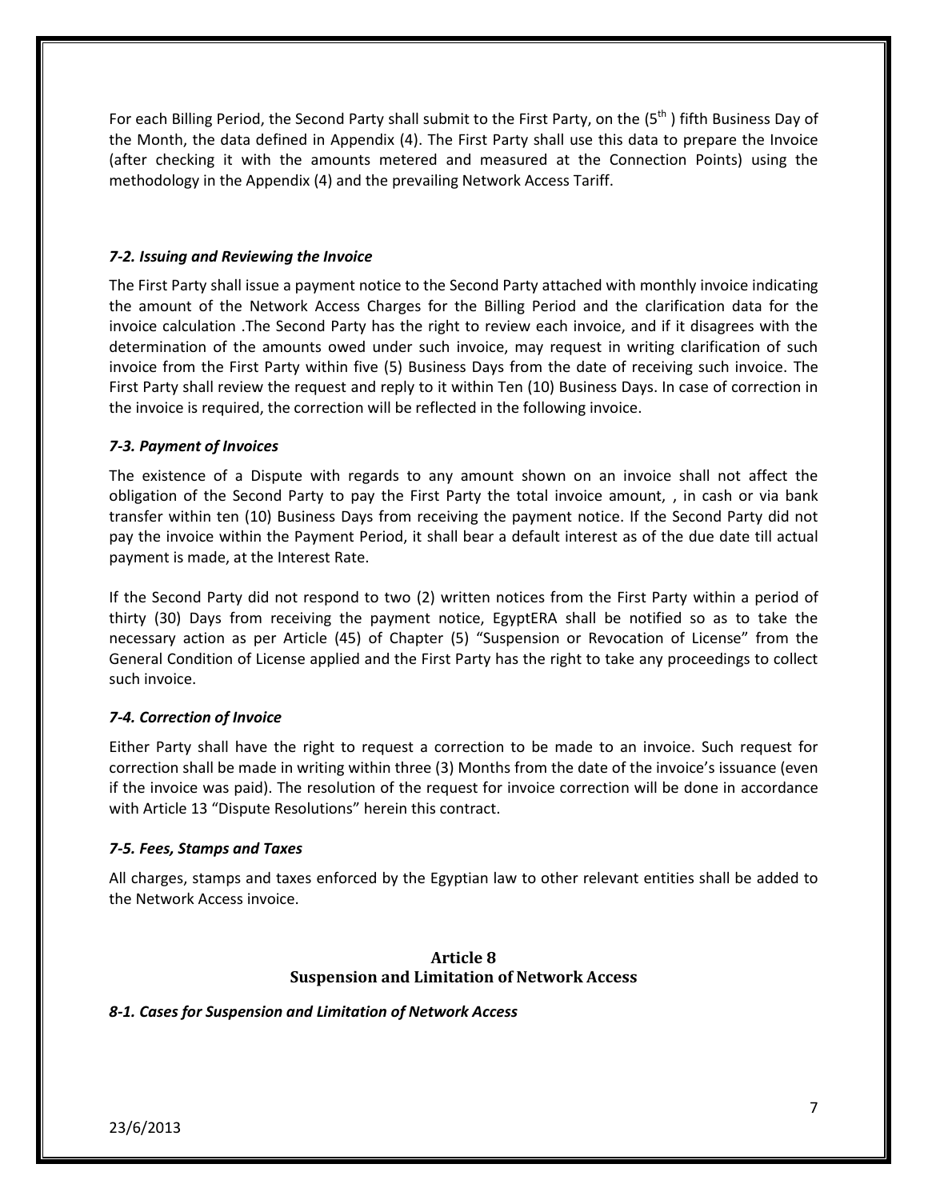For each Billing Period, the Second Party shall submit to the First Party, on the (5th ) fifth Business Day of the Month, the data defined in Appendix (4). The First Party shall use this data to prepare the Invoice (after checking it with the amounts metered and measured at the Connection Points) using the methodology in the Appendix (4) and the prevailing Network Access Tariff.

### *7-2. Issuing and Reviewing the Invoice*

The First Party shall issue a payment notice to the Second Party attached with monthly invoice indicating the amount of the Network Access Charges for the Billing Period and the clarification data for the invoice calculation .The Second Party has the right to review each invoice, and if it disagrees with the determination of the amounts owed under such invoice, may request in writing clarification of such invoice from the First Party within five (5) Business Days from the date of receiving such invoice. The First Party shall review the request and reply to it within Ten (10) Business Days. In case of correction in the invoice is required, the correction will be reflected in the following invoice.

### *7-3. Payment of Invoices*

The existence of a Dispute with regards to any amount shown on an invoice shall not affect the obligation of the Second Party to pay the First Party the total invoice amount, , in cash or via bank transfer within ten (10) Business Days from receiving the payment notice. If the Second Party did not pay the invoice within the Payment Period, it shall bear a default interest as of the due date till actual payment is made, at the Interest Rate.

If the Second Party did not respond to two (2) written notices from the First Party within a period of thirty (30) Days from receiving the payment notice, EgyptERA shall be notified so as to take the necessary action as per Article (45) of Chapter (5) "Suspension or Revocation of License" from the General Condition of License applied and the First Party has the right to take any proceedings to collect such invoice.

### *7-4. Correction of Invoice*

Either Party shall have the right to request a correction to be made to an invoice. Such request for correction shall be made in writing within three (3) Months from the date of the invoice's issuance (even if the invoice was paid). The resolution of the request for invoice correction will be done in accordance with Article 13 "Dispute Resolutions" herein this contract.

### *7-5. Fees, Stamps and Taxes*

All charges, stamps and taxes enforced by the Egyptian law to other relevant entities shall be added to the Network Access invoice.

## Article 8
## Suspension and Limitation of Network Access

### ***8-1. Cases for Suspension and Limitation of Network Access***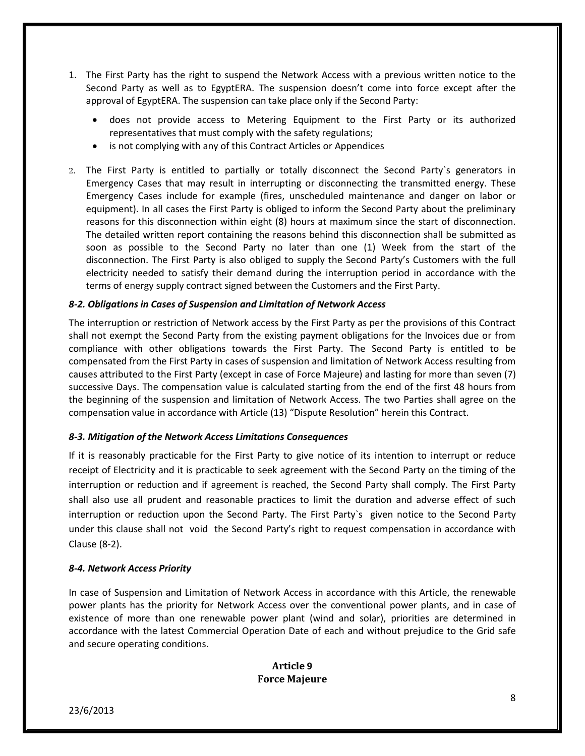1. The First Party has the right to suspend the Network Access with a previous written notice to the Second Party as well as to EgyptERA. The suspension doesn't come into force except after the approval of EgyptERA. The suspension can take place only if the Second Party:
   - does not provide access to Metering Equipment to the First Party or its authorized representatives that must comply with the safety regulations;
   - is not complying with any of this Contract Articles or Appendices

2. The First Party is entitled to partially or totally disconnect the Second Party`s generators in Emergency Cases that may result in interrupting or disconnecting the transmitted energy. These Emergency Cases include for example (fires, unscheduled maintenance and danger on labor or equipment). In all cases the First Party is obliged to inform the Second Party about the preliminary reasons for this disconnection within eight (8) hours at maximum since the start of disconnection. The detailed written report containing the reasons behind this disconnection shall be submitted as soon as possible to the Second Party no later than one (1) Week from the start of the disconnection. The First Party is also obliged to supply the Second Party's Customers with the full electricity needed to satisfy their demand during the interruption period in accordance with the terms of energy supply contract signed between the Customers and the First Party.

### *8-2. Obligations in Cases of Suspension and Limitation of Network Access*

The interruption or restriction of Network access by the First Party as per the provisions of this Contract shall not exempt the Second Party from the existing payment obligations for the Invoices due or from compliance with other obligations towards the First Party. The Second Party is entitled to be compensated from the First Party in cases of suspension and limitation of Network Access resulting from causes attributed to the First Party (except in case of Force Majeure) and lasting for more than seven (7) successive Days. The compensation value is calculated starting from the end of the first 48 hours from the beginning of the suspension and limitation of Network Access. The two Parties shall agree on the compensation value in accordance with Article (13) "Dispute Resolution" herein this Contract.

### *8-3. Mitigation of the Network Access Limitations Consequences*

If it is reasonably practicable for the First Party to give notice of its intention to interrupt or reduce receipt of Electricity and it is practicable to seek agreement with the Second Party on the timing of the interruption or reduction and if agreement is reached, the Second Party shall comply. The First Party shall also use all prudent and reasonable practices to limit the duration and adverse effect of such interruption or reduction upon the Second Party. The First Party`s given notice to the Second Party under this clause shall not void the Second Party's right to request compensation in accordance with Clause (8-2).

### *8-4. Network Access Priority*

In case of Suspension and Limitation of Network Access in accordance with this Article, the renewable power plants has the priority for Network Access over the conventional power plants, and in case of existence of more than one renewable power plant (wind and solar), priorities are determined in accordance with the latest Commercial Operation Date of each and without prejudice to the Grid safe and secure operating conditions.

## Article 9
## Force Majeure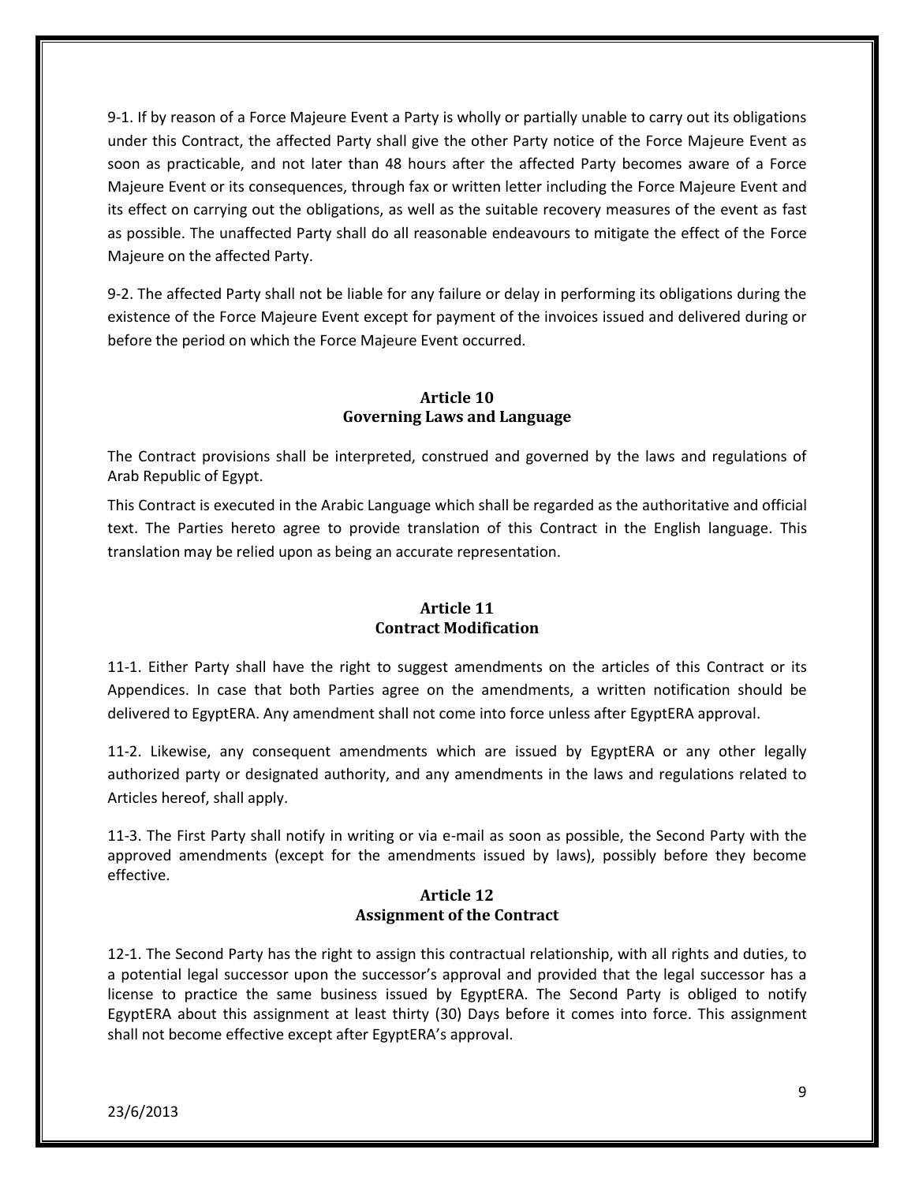9-1. If by reason of a Force Majeure Event a Party is wholly or partially unable to carry out its obligations under this Contract, the affected Party shall give the other Party notice of the Force Majeure Event as soon as practicable, and not later than 48 hours after the affected Party becomes aware of a Force Majeure Event or its consequences, through fax or written letter including the Force Majeure Event and its effect on carrying out the obligations, as well as the suitable recovery measures of the event as fast as possible. The unaffected Party shall do all reasonable endeavours to mitigate the effect of the Force Majeure on the affected Party.

9-2. The affected Party shall not be liable for any failure or delay in performing its obligations during the existence of the Force Majeure Event except for payment of the invoices issued and delivered during or before the period on which the Force Majeure Event occurred.

## Article 10
## Governing Laws and Language

The Contract provisions shall be interpreted, construed and governed by the laws and regulations of Arab Republic of Egypt.

This Contract is executed in the Arabic Language which shall be regarded as the authoritative and official text. The Parties hereto agree to provide translation of this Contract in the English language. This translation may be relied upon as being an accurate representation.

## Article 11
## Contract Modification

11-1. Either Party shall have the right to suggest amendments on the articles of this Contract or its Appendices. In case that both Parties agree on the amendments, a written notification should be delivered to EgyptERA. Any amendment shall not come into force unless after EgyptERA approval.

11-2. Likewise, any consequent amendments which are issued by EgyptERA or any other legally authorized party or designated authority, and any amendments in the laws and regulations related to Articles hereof, shall apply.

11-3. The First Party shall notify in writing or via e-mail as soon as possible, the Second Party with the approved amendments (except for the amendments issued by laws), possibly before they become effective.

## Article 12
## Assignment of the Contract

12-1. The Second Party has the right to assign this contractual relationship, with all rights and duties, to a potential legal successor upon the successor's approval and provided that the legal successor has a license to practice the same business issued by EgyptERA. The Second Party is obliged to notify EgyptERA about this assignment at least thirty (30) Days before it comes into force. This assignment shall not become effective except after EgyptERA's approval.

23/6/2013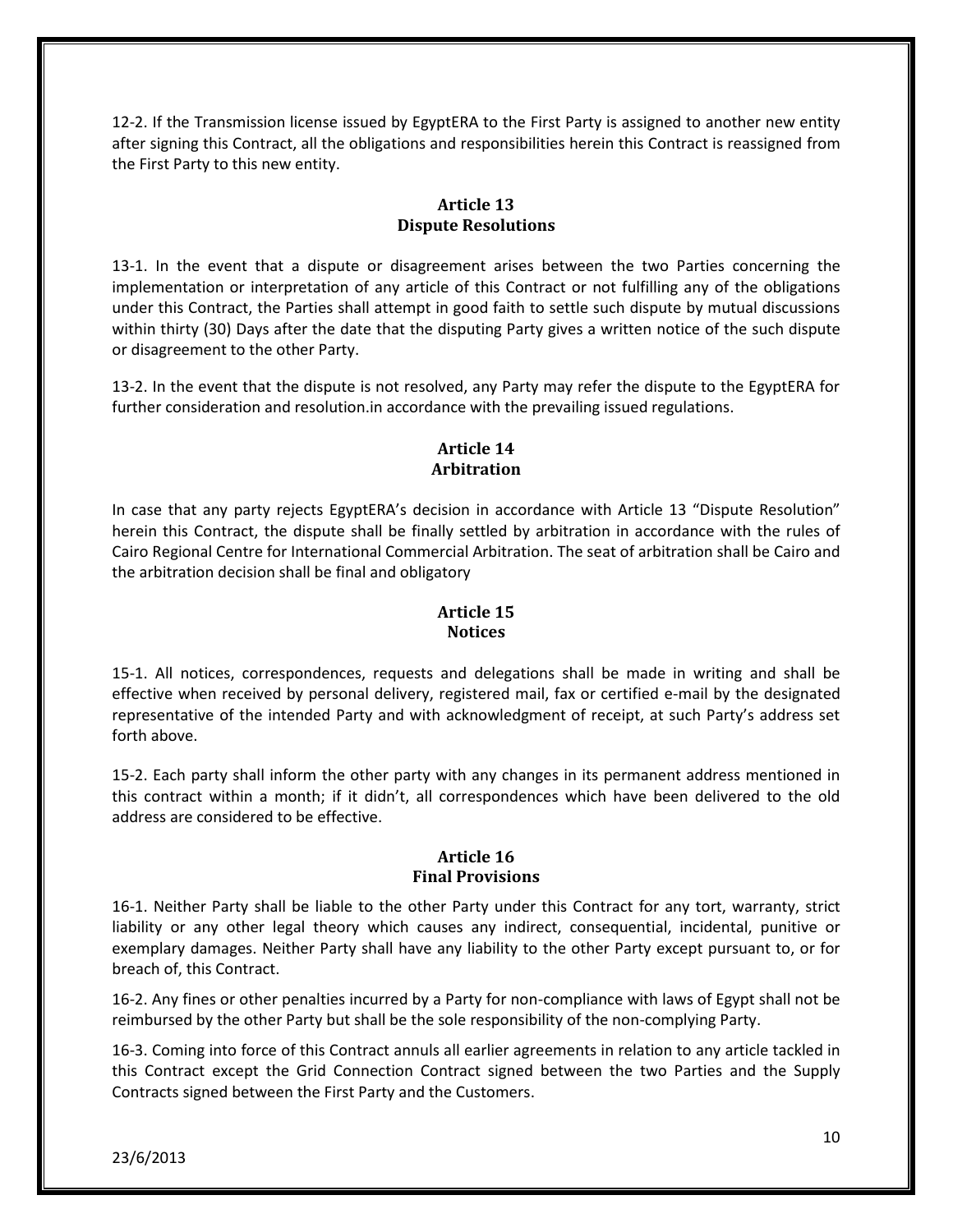12-2. If the Transmission license issued by EgyptERA to the First Party is assigned to another new entity after signing this Contract, all the obligations and responsibilities herein this Contract is reassigned from the First Party to this new entity.

## Article 13
## Dispute Resolutions

13-1. In the event that a dispute or disagreement arises between the two Parties concerning the implementation or interpretation of any article of this Contract or not fulfilling any of the obligations under this Contract, the Parties shall attempt in good faith to settle such dispute by mutual discussions within thirty (30) Days after the date that the disputing Party gives a written notice of the such dispute or disagreement to the other Party.

13-2. In the event that the dispute is not resolved, any Party may refer the dispute to the EgyptERA for further consideration and resolution.in accordance with the prevailing issued regulations.

## Article 14
## Arbitration

In case that any party rejects EgyptERA's decision in accordance with Article 13 "Dispute Resolution" herein this Contract, the dispute shall be finally settled by arbitration in accordance with the rules of Cairo Regional Centre for International Commercial Arbitration. The seat of arbitration shall be Cairo and the arbitration decision shall be final and obligatory

## Article 15
## Notices

15-1. All notices, correspondences, requests and delegations shall be made in writing and shall be effective when received by personal delivery, registered mail, fax or certified e-mail by the designated representative of the intended Party and with acknowledgment of receipt, at such Party's address set forth above.

15-2. Each party shall inform the other party with any changes in its permanent address mentioned in this contract within a month; if it didn't, all correspondences which have been delivered to the old address are considered to be effective.

## Article 16
## Final Provisions

16-1. Neither Party shall be liable to the other Party under this Contract for any tort, warranty, strict liability or any other legal theory which causes any indirect, consequential, incidental, punitive or exemplary damages. Neither Party shall have any liability to the other Party except pursuant to, or for breach of, this Contract.

16-2. Any fines or other penalties incurred by a Party for non-compliance with laws of Egypt shall not be reimbursed by the other Party but shall be the sole responsibility of the non-complying Party.

16-3. Coming into force of this Contract annuls all earlier agreements in relation to any article tackled in this Contract except the Grid Connection Contract signed between the two Parties and the Supply Contracts signed between the First Party and the Customers.

23/6/2013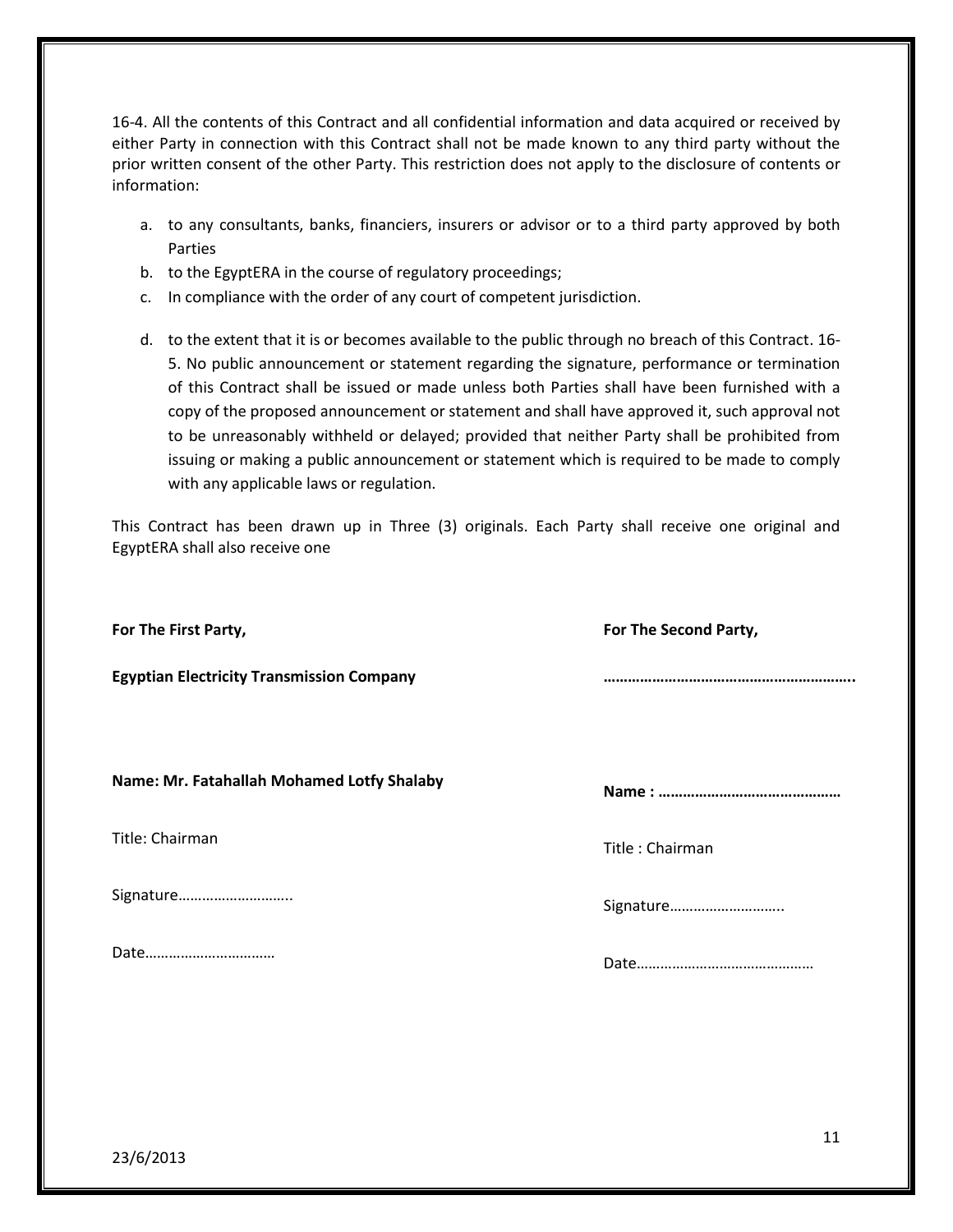16-4. All the contents of this Contract and all confidential information and data acquired or received by either Party in connection with this Contract shall not be made known to any third party without the prior written consent of the other Party. This restriction does not apply to the disclosure of contents or information:

a. to any consultants, banks, financiers, insurers or advisor or to a third party approved by both Parties
b. to the EgyptERA in the course of regulatory proceedings;
c. In compliance with the order of any court of competent jurisdiction.
d. to the extent that it is or becomes available to the public through no breach of this Contract. 16-5. No public announcement or statement regarding the signature, performance or termination of this Contract shall be issued or made unless both Parties shall have been furnished with a copy of the proposed announcement or statement and shall have approved it, such approval not to be unreasonably withheld or delayed; provided that neither Party shall be prohibited from issuing or making a public announcement or statement which is required to be made to comply with any applicable laws or regulation.

This Contract has been drawn up in Three (3) originals. Each Party shall receive one original and EgyptERA shall also receive one

**For The First Party,**

**Egyptian Electricity Transmission Company**

**Name: Mr. Fatahallah Mohamed Lotfy Shalaby**

Title: Chairman

Signature………………………..

Date……………………………

**For The Second Party,**

**……………………………………………………..**

**Name : ……………………………………**

Title : Chairman

Signature………………………..

Date………………………………………

23/6/2013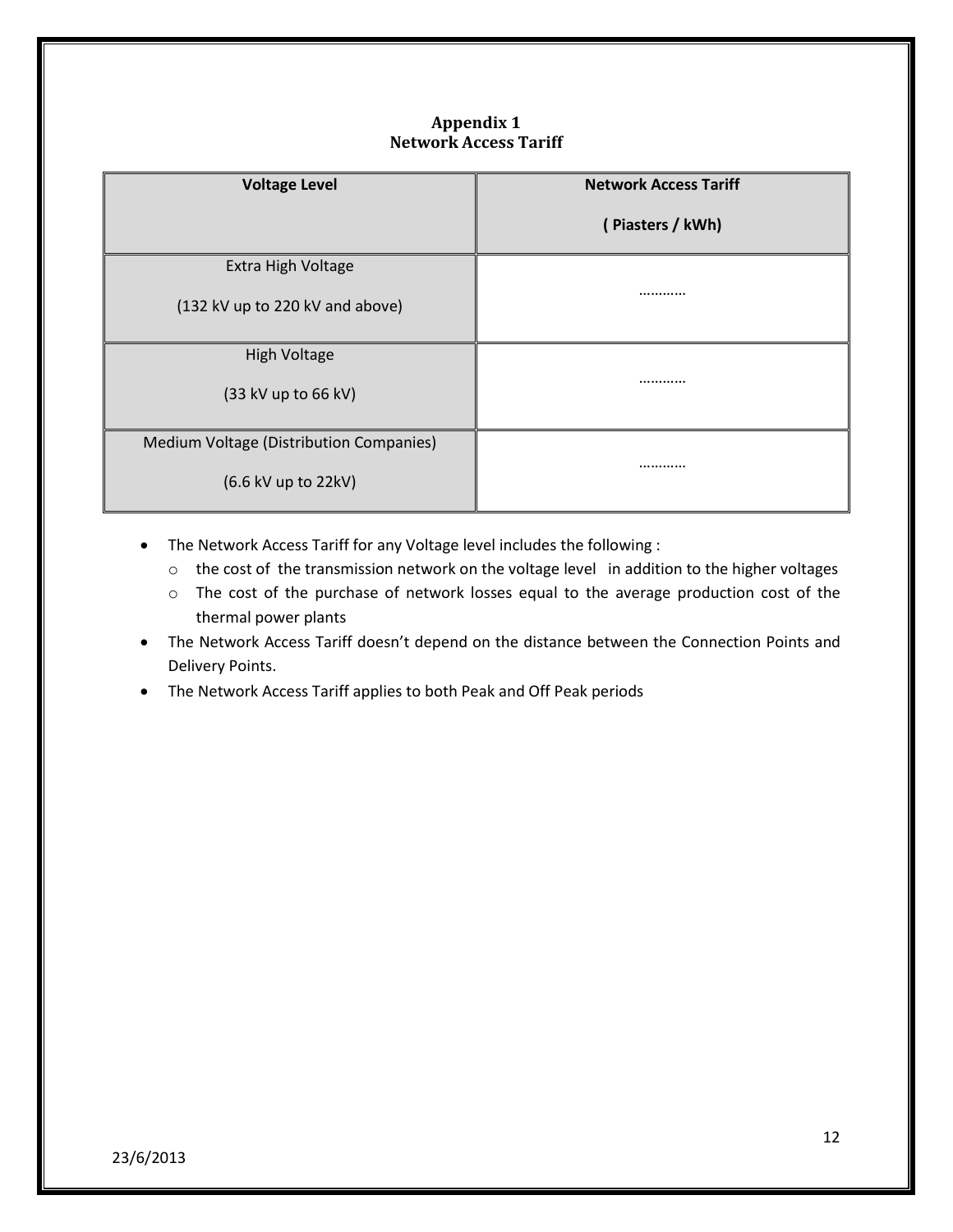# Appendix 1
## Network Access Tariff

| Voltage Level | Network Access Tariff ( Piasters / kWh) |
|---|---|
| Extra High Voltage (132 kV up to 220 kV and above) | ………… |
| High Voltage (33 kV up to 66 kV) | ………… |
| Medium Voltage (Distribution Companies) (6.6 kV up to 22kV) | ………… |

- The Network Access Tariff for any Voltage level includes the following :
  - the cost of the transmission network on the voltage level in addition to the higher voltages
  - The cost of the purchase of network losses equal to the average production cost of the thermal power plants
- The Network Access Tariff doesn't depend on the distance between the Connection Points and Delivery Points.
- The Network Access Tariff applies to both Peak and Off Peak periods

23/6/2013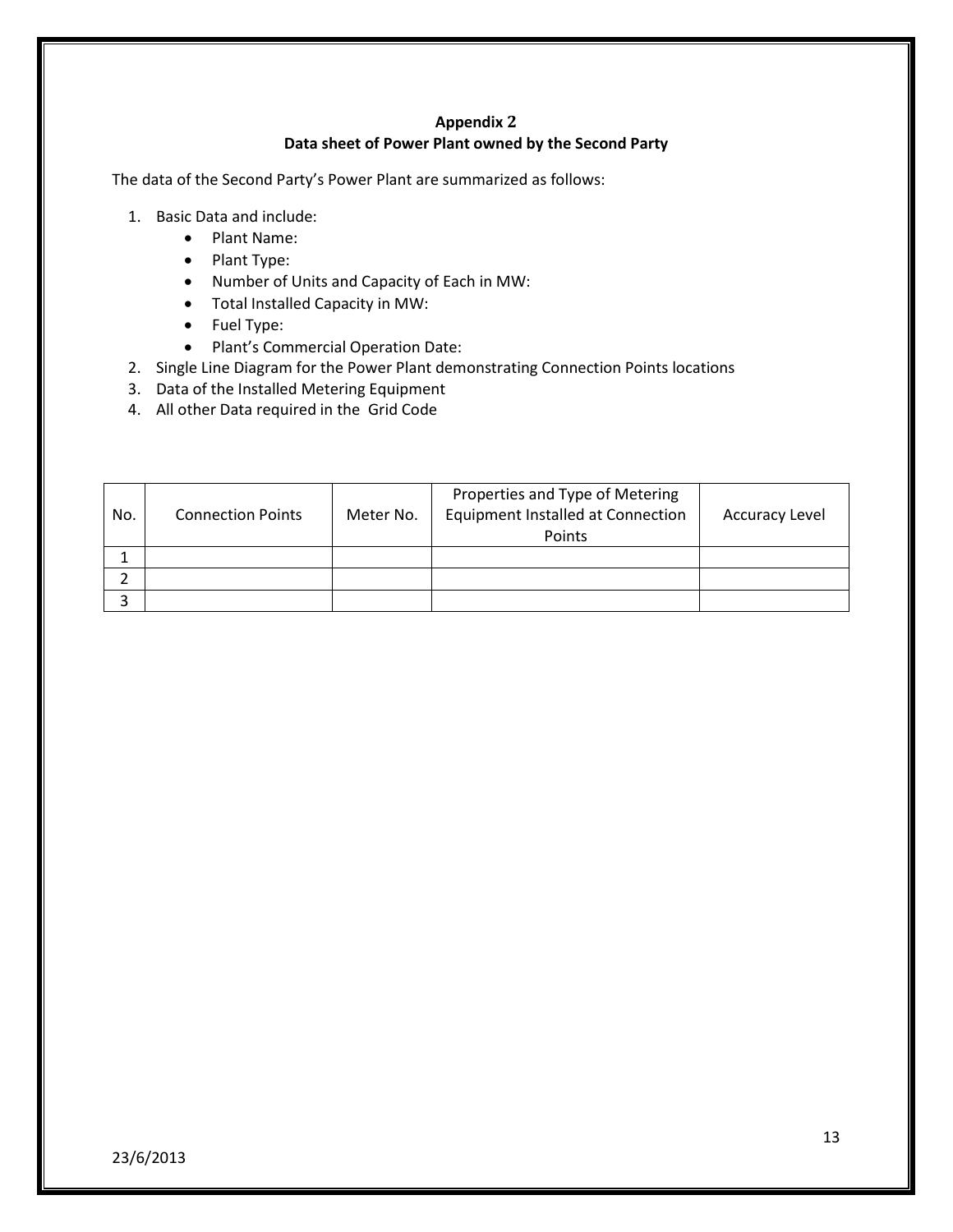**Appendix 2**

**Data sheet of Power Plant owned by the Second Party**

The data of the Second Party's Power Plant are summarized as follows:

1. Basic Data and include:
    - Plant Name:
    - Plant Type:
    - Number of Units and Capacity of Each in MW:
    - Total Installed Capacity in MW:
    - Fuel Type:
    - Plant's Commercial Operation Date:
2. Single Line Diagram for the Power Plant demonstrating Connection Points locations
3. Data of the Installed Metering Equipment
4. All other Data required in the Grid Code

| No. | Connection Points | Meter No. | Properties and Type of Metering Equipment Installed at Connection Points | Accuracy Level |
|---|---|---|---|---|
| 1 | | | | |
| 2 | | | | |
| 3 | | | | |

23/6/2013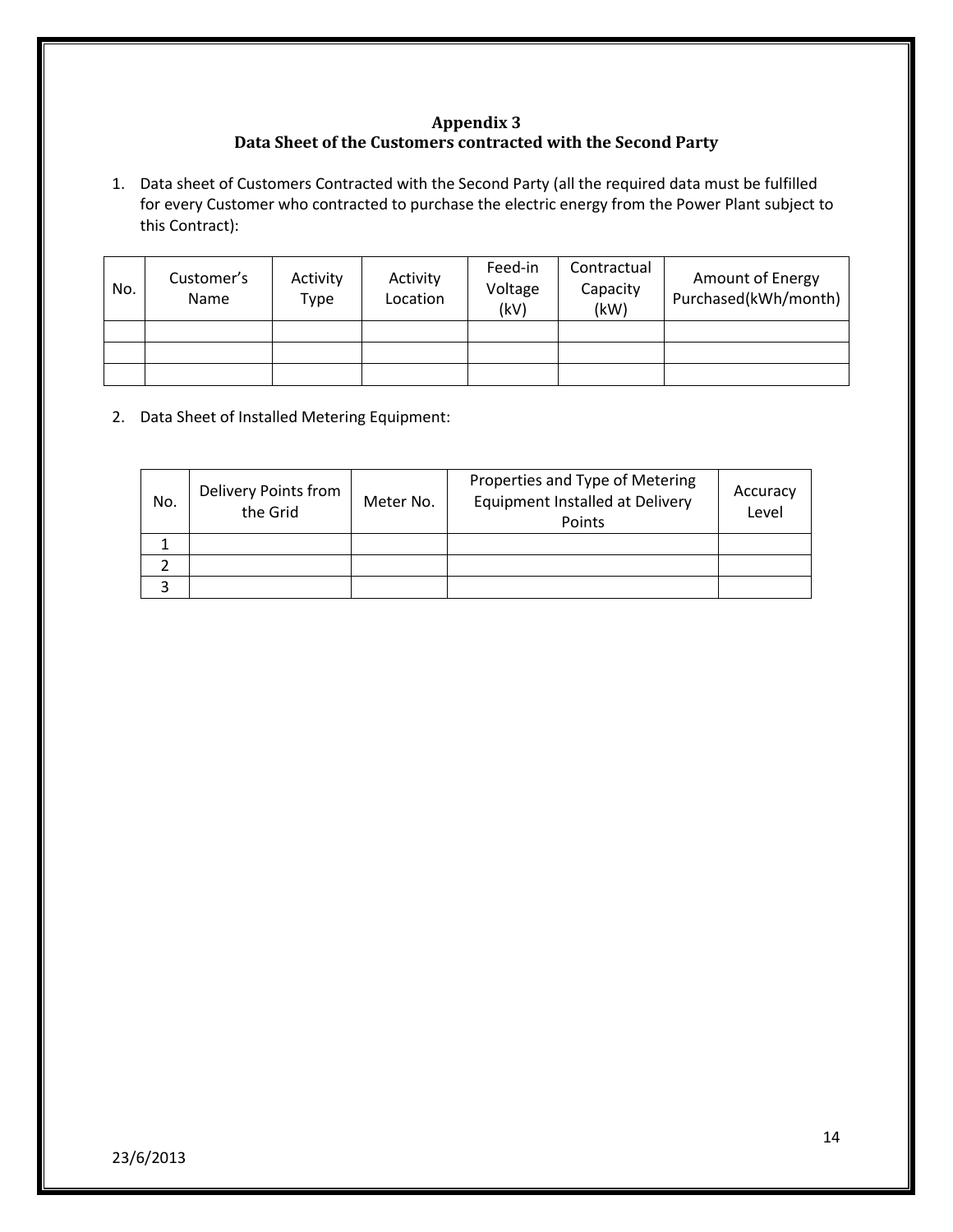# Appendix 3
## Data Sheet of the Customers contracted with the Second Party

1. Data sheet of Customers Contracted with the Second Party (all the required data must be fulfilled for every Customer who contracted to purchase the electric energy from the Power Plant subject to this Contract):

| No. | Customer's Name | Activity Type | Activity Location | Feed-in Voltage (kV) | Contractual Capacity (kW) | Amount of Energy Purchased(kWh/month) |
|---|---|---|---|---|---|---|
| | | | | | | |
| | | | | | | |
| | | | | | | |

2. Data Sheet of Installed Metering Equipment:

| No. | Delivery Points from the Grid | Meter No. | Properties and Type of Metering Equipment Installed at Delivery Points | Accuracy Level |
|---|---|---|---|---|
| 1 | | | | |
| 2 | | | | |
| 3 | | | | |

23/6/2013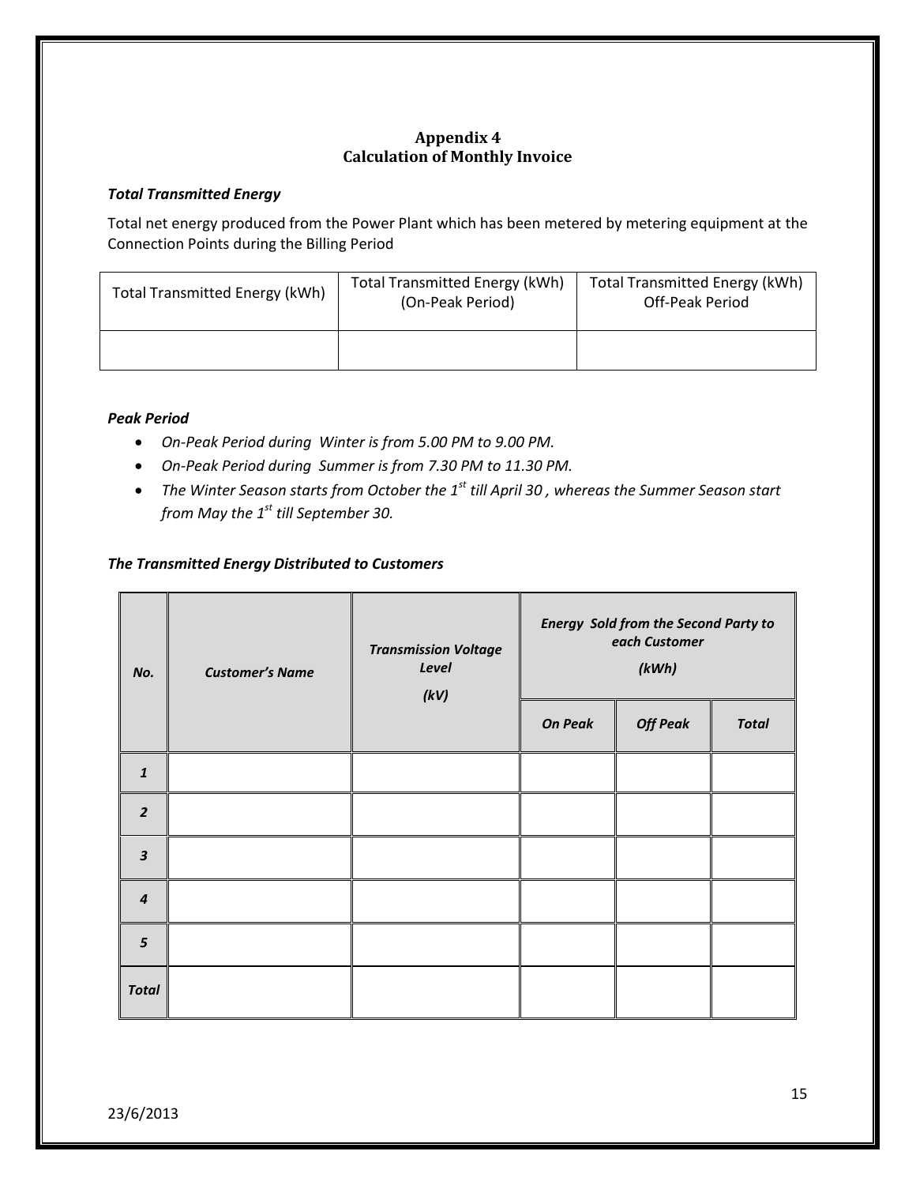## Appendix 4
## Calculation of Monthly Invoice

***Total Transmitted Energy***

Total net energy produced from the Power Plant which has been metered by metering equipment at the Connection Points during the Billing Period

| Total Transmitted Energy (kWh) | Total Transmitted Energy (kWh) (On-Peak Period) | Total Transmitted Energy (kWh) Off-Peak Period |
|---|---|---|
| | | |

***Peak Period***

- *On-Peak Period during Winter is from 5.00 PM to 9.00 PM.*
- *On-Peak Period during Summer is from 7.30 PM to 11.30 PM.*
- *The Winter Season starts from October the 1st till April 30 , whereas the Summer Season start from May the 1st till September 30.*

***The Transmitted Energy Distributed to Customers***

| ***No.*** | ***Customer's Name*** | ***Transmission Voltage Level (kV)*** | ***Energy Sold from the Second Party to each Customer (kWh)*** | | |
|---|---|---|---|---|---|
| | | | ***On Peak*** | ***Off Peak*** | ***Total*** |
| ***1*** | | | | | |
| ***2*** | | | | | |
| ***3*** | | | | | |
| ***4*** | | | | | |
| ***5*** | | | | | |
| ***Total*** | | | | | |

23/6/2013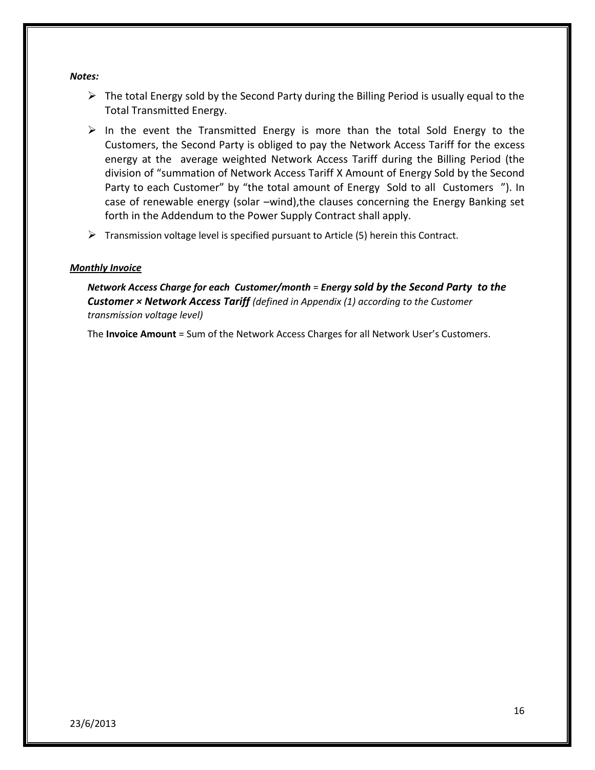***Notes:***

- The total Energy sold by the Second Party during the Billing Period is usually equal to the Total Transmitted Energy.
- In the event the Transmitted Energy is more than the total Sold Energy to the Customers, the Second Party is obliged to pay the Network Access Tariff for the excess energy at the average weighted Network Access Tariff during the Billing Period (the division of "summation of Network Access Tariff X Amount of Energy Sold by the Second Party to each Customer" by "the total amount of Energy Sold to all Customers "). In case of renewable energy (solar –wind),the clauses concerning the Energy Banking set forth in the Addendum to the Power Supply Contract shall apply.
- Transmission voltage level is specified pursuant to Article (5) herein this Contract.

***<u>Monthly Invoice</u>***

***Network Access Charge for each Customer/month = Energy sold by the Second Party to the Customer × Network Access Tariff*** *(defined in Appendix (1) according to the Customer transmission voltage level)*

The **Invoice Amount** = Sum of the Network Access Charges for all Network User's Customers.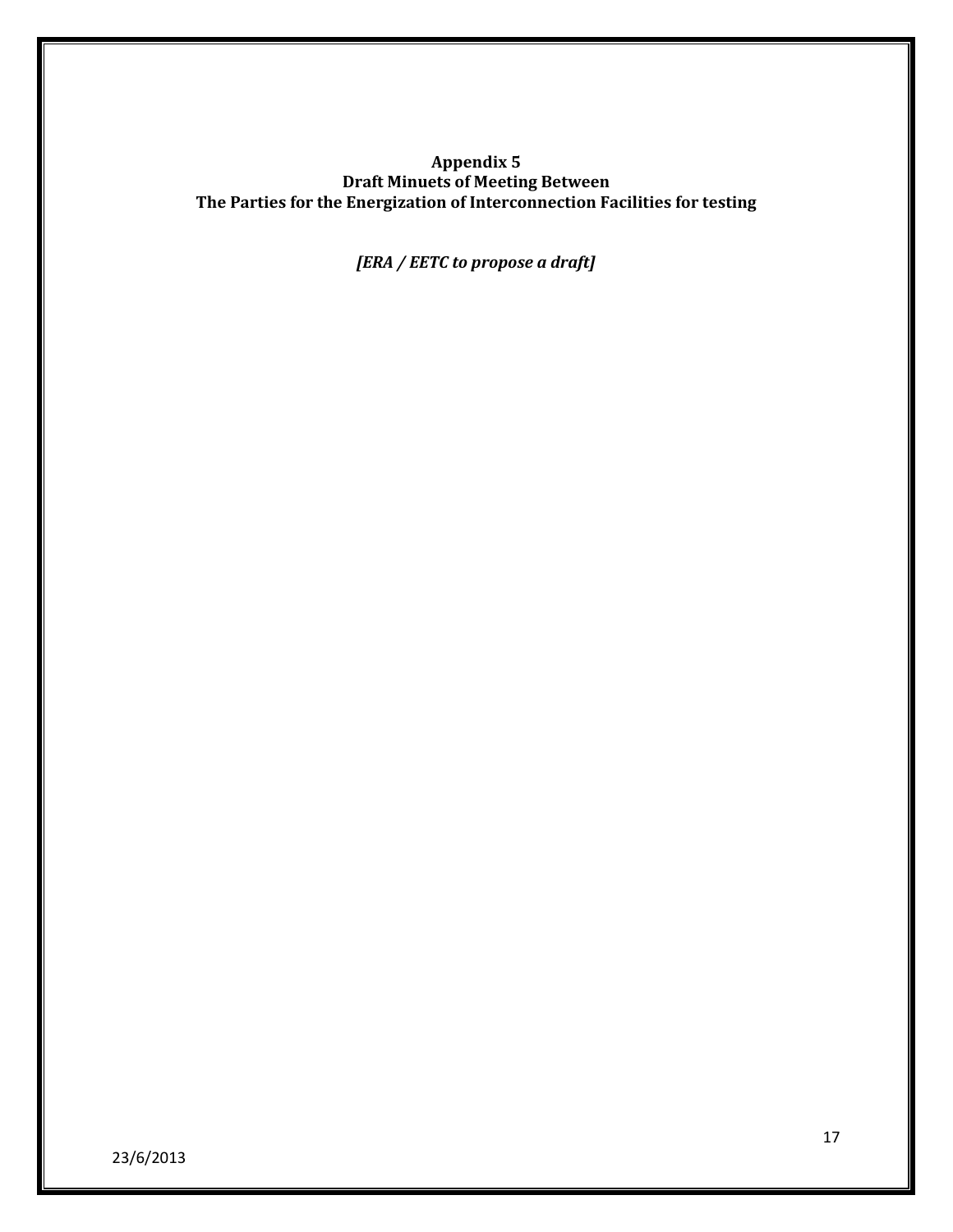**Appendix 5**
**Draft Minuets of Meeting Between**
**The Parties for the Energization of Interconnection Facilities for testing**

***[ERA / EETC to propose a draft]***

23/6/2013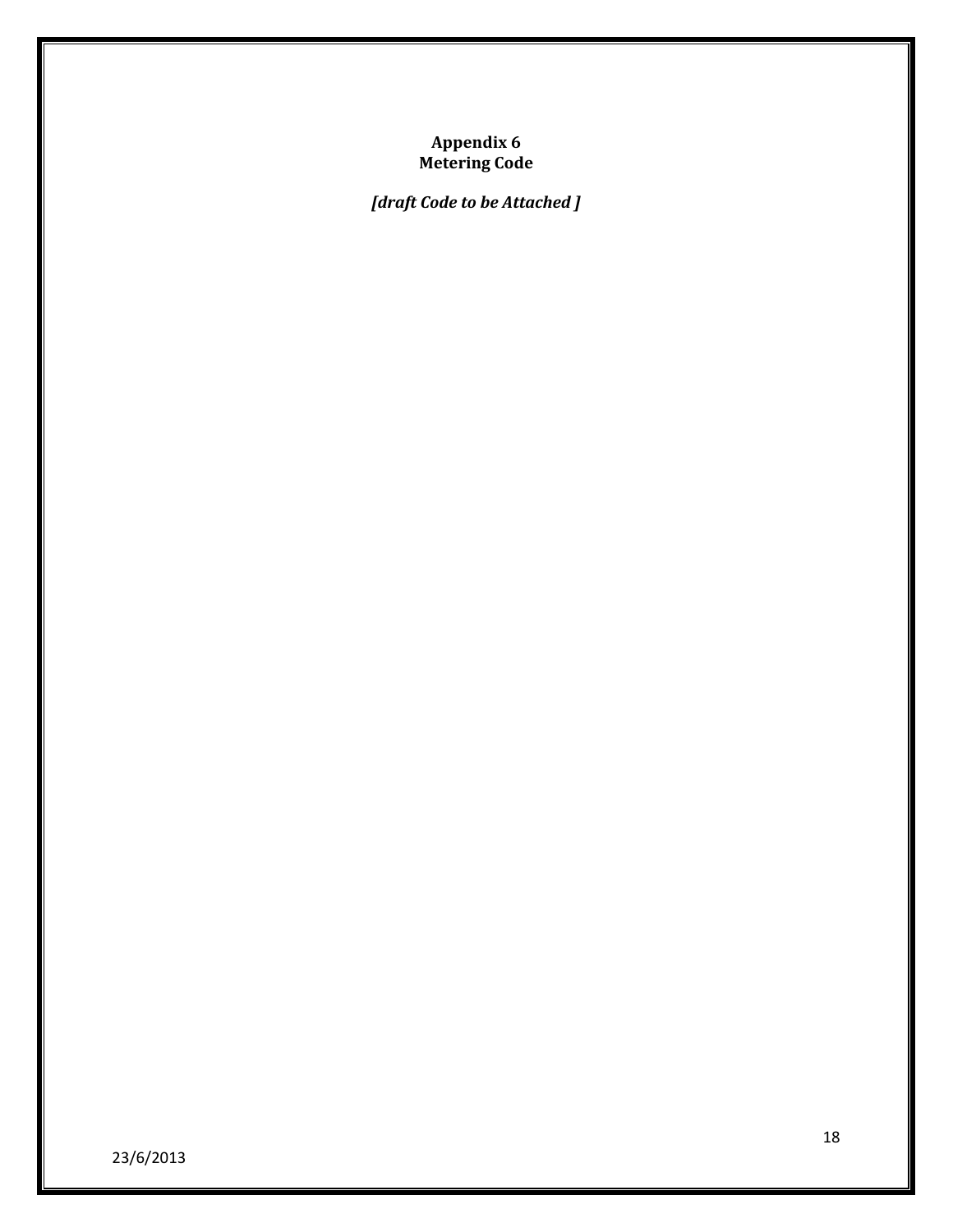# Appendix 6
# Metering Code

***[draft Code to be Attached ]***

23/6/2013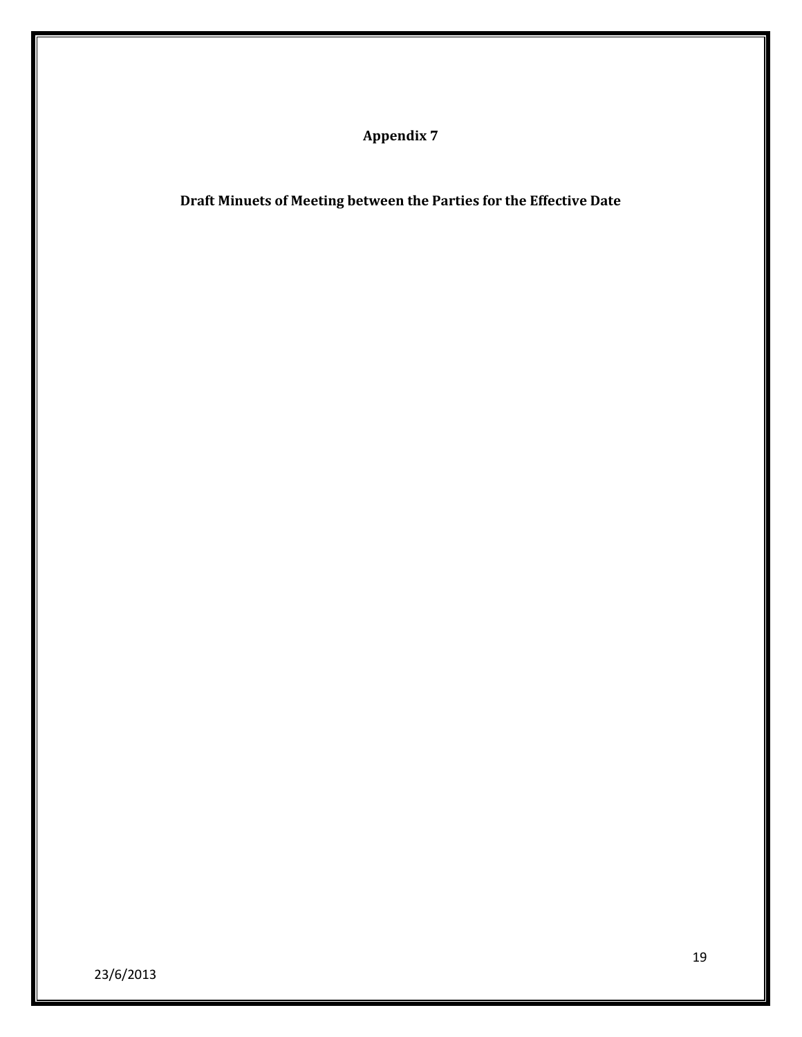**Appendix 7**

**Draft Minuets of Meeting between the Parties for the Effective Date**

23/6/2013